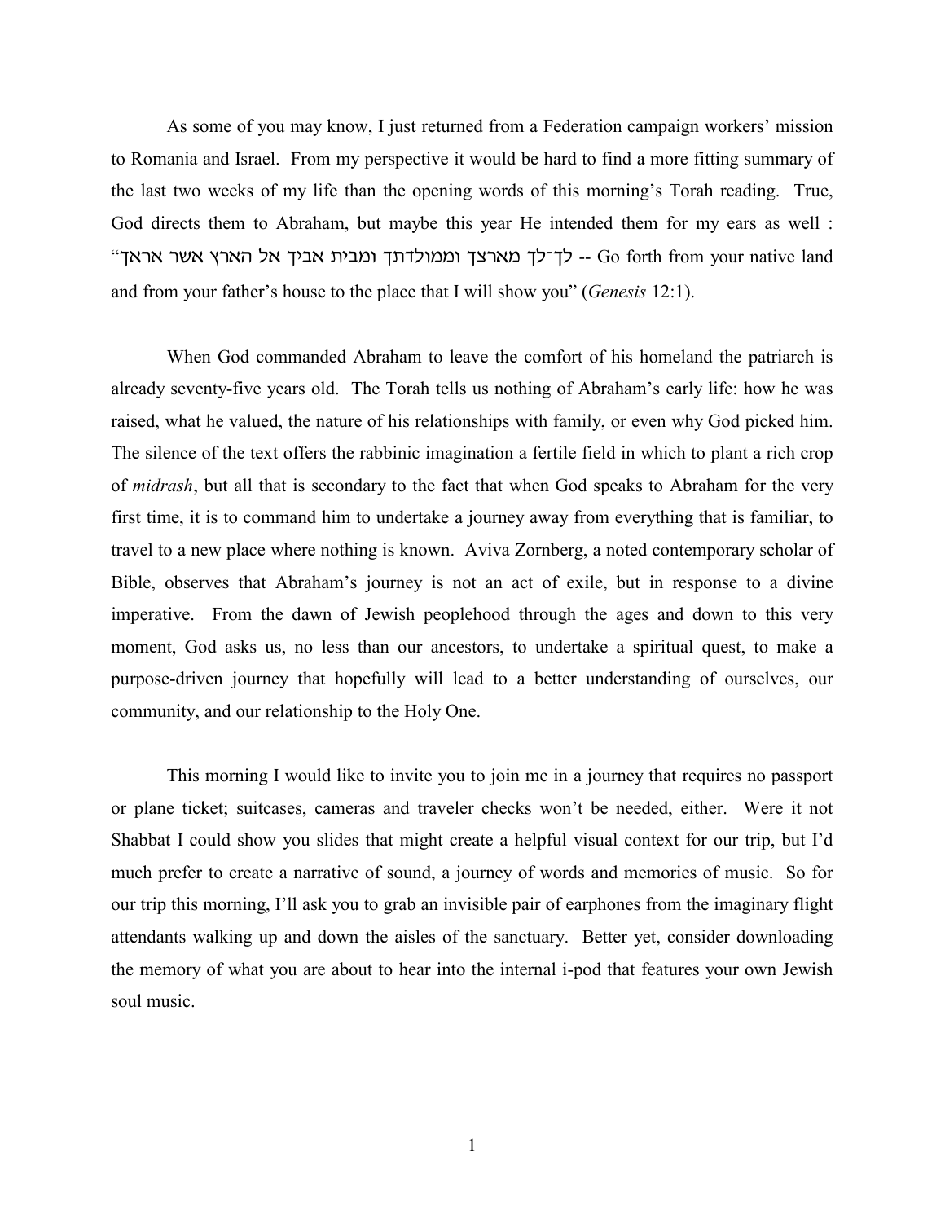As some of you may know, I just returned from a Federation campaign workers' mission to Romania and Israel. From my perspective it would be hard to find a more fitting summary of the last two weeks of my life than the opening words of this morning's Torah reading. True, God directs them to Abraham, but maybe this year He intended them for my ears as well : "לך־לך מארצך וממולדתך ומבית אביך אל הארץ אשר אראך -- Go forth from your native land and from your father's house to the place that I will show you" (*Genesis* 12:1).

When God commanded Abraham to leave the comfort of his homeland the patriarch is already seventy-five years old. The Torah tells us nothing of Abraham's early life: how he was raised, what he valued, the nature of his relationships with family, or even why God picked him. The silence of the text offers the rabbinic imagination a fertile field in which to plant a rich crop of *midrash*, but all that is secondary to the fact that when God speaks to Abraham for the very first time, it is to command him to undertake a journey away from everything that is familiar, to travel to a new place where nothing is known. Aviva Zornberg, a noted contemporary scholar of Bible, observes that Abraham's journey is not an act of exile, but in response to a divine imperative. From the dawn of Jewish peoplehood through the ages and down to this very moment, God asks us, no less than our ancestors, to undertake a spiritual quest, to make a purpose-driven journey that hopefully will lead to a better understanding of ourselves, our community, and our relationship to the Holy One.

This morning I would like to invite you to join me in a journey that requires no passport or plane ticket; suitcases, cameras and traveler checks won't be needed, either. Were it not Shabbat I could show you slides that might create a helpful visual context for our trip, but I'd much prefer to create a narrative of sound, a journey of words and memories of music. So for our trip this morning, I'll ask you to grab an invisible pair of earphones from the imaginary flight attendants walking up and down the aisles of the sanctuary. Better yet, consider downloading the memory of what you are about to hear into the internal i-pod that features your own Jewish soul music.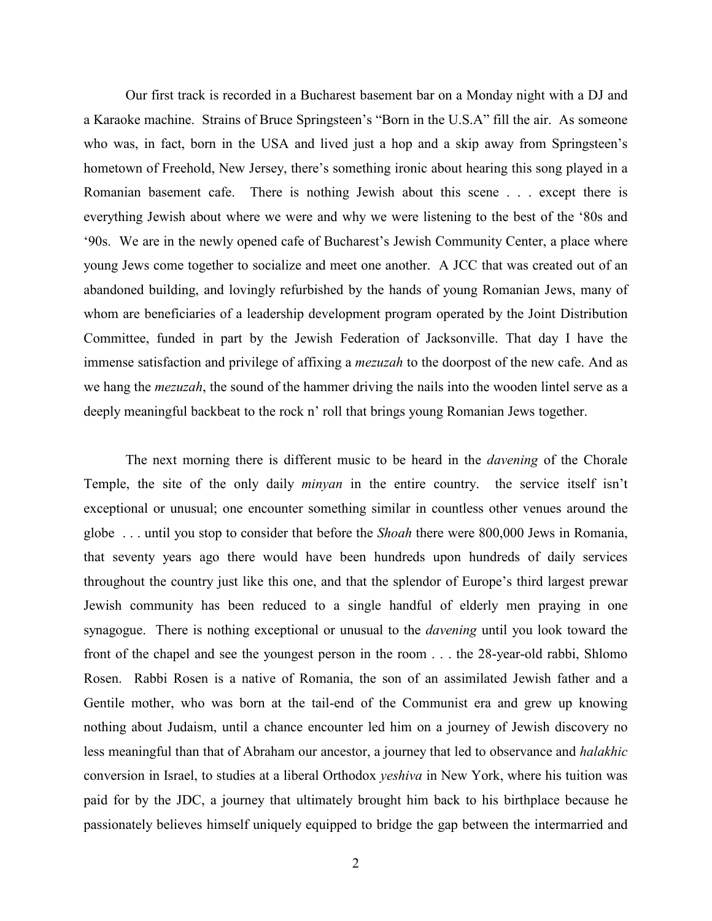Our first track is recorded in a Bucharest basement bar on a Monday night with a DJ and a Karaoke machine. Strains of Bruce Springsteen's "Born in the U.S.A" fill the air. As someone who was, in fact, born in the USA and lived just a hop and a skip away from Springsteen's hometown of Freehold, New Jersey, there's something ironic about hearing this song played in a Romanian basement cafe. There is nothing Jewish about this scene . . . except there is everything Jewish about where we were and why we were listening to the best of the '80s and '90s. We are in the newly opened cafe of Bucharest's Jewish Community Center, a place where young Jews come together to socialize and meet one another. A JCC that was created out of an abandoned building, and lovingly refurbished by the hands of young Romanian Jews, many of whom are beneficiaries of a leadership development program operated by the Joint Distribution Committee, funded in part by the Jewish Federation of Jacksonville. That day I have the immense satisfaction and privilege of affixing a *mezuzah* to the doorpost of the new cafe. And as we hang the *mezuzah*, the sound of the hammer driving the nails into the wooden lintel serve as a deeply meaningful backbeat to the rock n' roll that brings young Romanian Jews together.

The next morning there is different music to be heard in the *davening* of the Chorale Temple, the site of the only daily *minyan* in the entire country. the service itself isn't exceptional or unusual; one encounter something similar in countless other venues around the globe . . . until you stop to consider that before the *Shoah* there were 800,000 Jews in Romania, that seventy years ago there would have been hundreds upon hundreds of daily services throughout the country just like this one, and that the splendor of Europe's third largest prewar Jewish community has been reduced to a single handful of elderly men praying in one synagogue. There is nothing exceptional or unusual to the *davening* until you look toward the front of the chapel and see the youngest person in the room . . . the 28-year-old rabbi, Shlomo Rosen. Rabbi Rosen is a native of Romania, the son of an assimilated Jewish father and a Gentile mother, who was born at the tail-end of the Communist era and grew up knowing nothing about Judaism, until a chance encounter led him on a journey of Jewish discovery no less meaningful than that of Abraham our ancestor, a journey that led to observance and *halakhic* conversion in Israel, to studies at a liberal Orthodox *yeshiva* in New York, where his tuition was paid for by the JDC, a journey that ultimately brought him back to his birthplace because he passionately believes himself uniquely equipped to bridge the gap between the intermarried and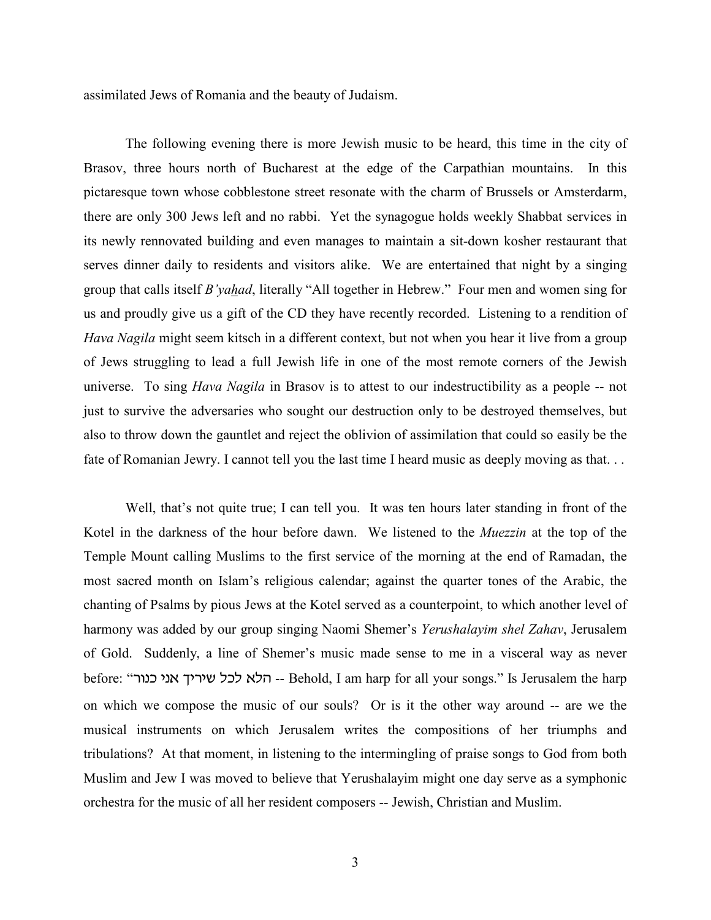assimilated Jews of Romania and the beauty of Judaism.

The following evening there is more Jewish music to be heard, this time in the city of Brasov, three hours north of Bucharest at the edge of the Carpathian mountains. In this pictaresque town whose cobblestone street resonate with the charm of Brussels or Amsterdarm, there are only 300 Jews left and no rabbi. Yet the synagogue holds weekly Shabbat services in its newly rennovated building and even manages to maintain a sit-down kosher restaurant that serves dinner daily to residents and visitors alike. We are entertained that night by a singing group that calls itself *B'yahad*, literally "All together in Hebrew." Four men and women sing for us and proudly give us a gift of the CD they have recently recorded. Listening to a rendition of *Hava Nagila* might seem kitsch in a different context, but not when you hear it live from a group of Jews struggling to lead a full Jewish life in one of the most remote corners of the Jewish universe. To sing *Hava Nagila* in Brasov is to attest to our indestructibility as a people -- not just to survive the adversaries who sought our destruction only to be destroyed themselves, but also to throw down the gauntlet and reject the oblivion of assimilation that could so easily be the fate of Romanian Jewry. I cannot tell you the last time I heard music as deeply moving as that. . .

Well, that's not quite true; I can tell you. It was ten hours later standing in front of the Kotel in the darkness of the hour before dawn. We listened to the *Muezzin* at the top of the Temple Mount calling Muslims to the first service of the morning at the end of Ramadan, the most sacred month on Islam's religious calendar; against the quarter tones of the Arabic, the chanting of Psalms by pious Jews at the Kotel served as a counterpoint, to which another level of harmony was added by our group singing Naomi Shemer's *Yerushalayim shel Zahav*, Jerusalem of Gold. Suddenly, a line of Shemer's music made sense to me in a visceral way as never before: "הלא לכל שיריך אני כנור -- Behold, I am harp for all your songs." Is Jerusalem the harp on which we compose the music of our souls? Or is it the other way around -- are we the musical instruments on which Jerusalem writes the compositions of her triumphs and tribulations? At that moment, in listening to the intermingling of praise songs to God from both Muslim and Jew I was moved to believe that Yerushalayim might one day serve as a symphonic orchestra for the music of all her resident composers -- Jewish, Christian and Muslim.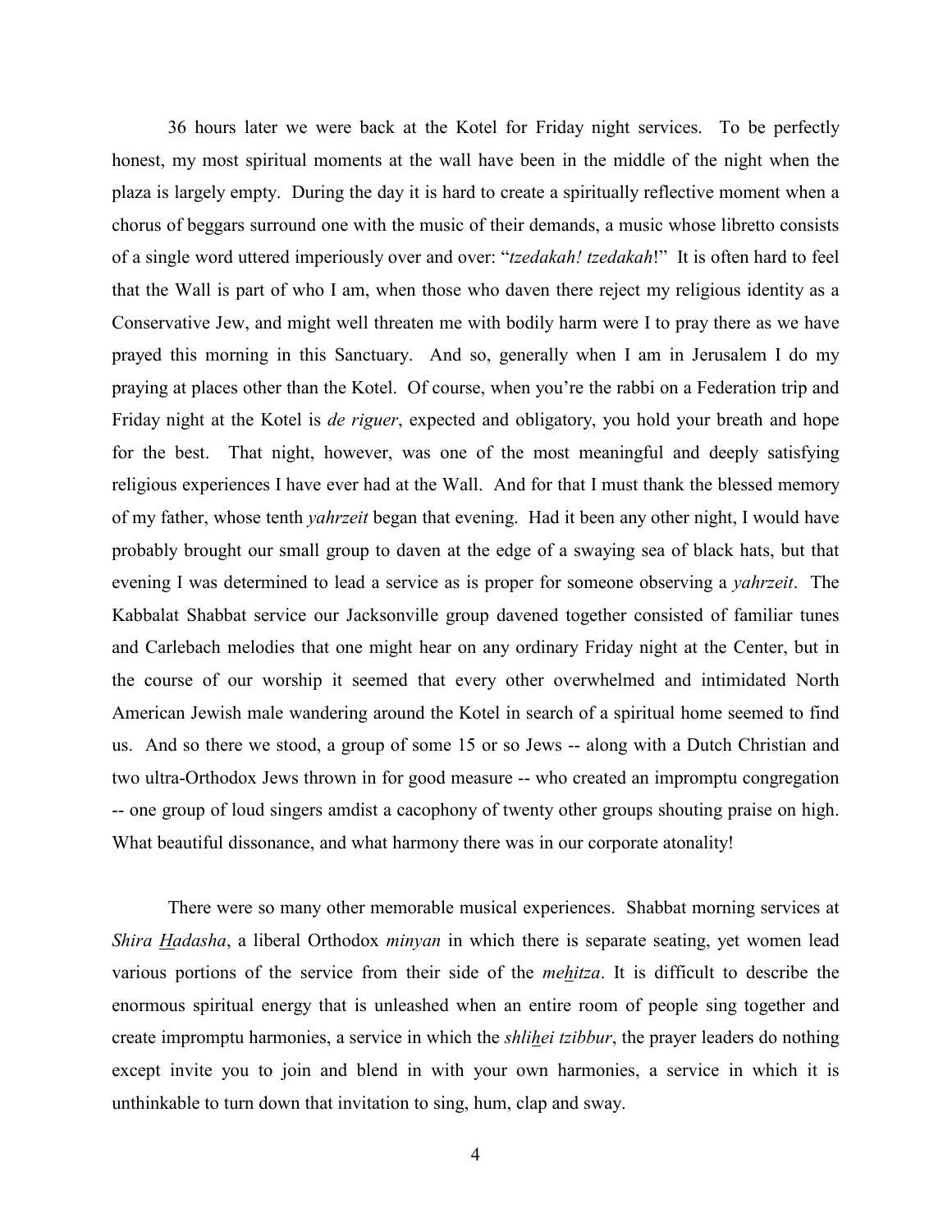36 hours later we were back at the Kotel for Friday night services. To be perfectly honest, my most spiritual moments at the wall have been in the middle of the night when the plaza is largely empty. During the day it is hard to create a spiritually reflective moment when a chorus of beggars surround one with the music of their demands, a music whose libretto consists of a single word uttered imperiously over and over: "*tzedakah! tzedakah*!" It is often hard to feel that the Wall is part of who I am, when those who daven there reject my religious identity as a Conservative Jew, and might well threaten me with bodily harm were I to pray there as we have prayed this morning in this Sanctuary. And so, generally when I am in Jerusalem I do my praying at places other than the Kotel. Of course, when you're the rabbi on a Federation trip and Friday night at the Kotel is *de riguer*, expected and obligatory, you hold your breath and hope for the best. That night, however, was one of the most meaningful and deeply satisfying religious experiences I have ever had at the Wall. And for that I must thank the blessed memory of my father, whose tenth *yahrzeit* began that evening. Had it been any other night, I would have probably brought our small group to daven at the edge of a swaying sea of black hats, but that evening I was determined to lead a service as is proper for someone observing a *yahrzeit*. The Kabbalat Shabbat service our Jacksonville group davened together consisted of familiar tunes and Carlebach melodies that one might hear on any ordinary Friday night at the Center, but in the course of our worship it seemed that every other overwhelmed and intimidated North American Jewish male wandering around the Kotel in search of a spiritual home seemed to find us. And so there we stood, a group of some 15 or so Jews -- along with a Dutch Christian and two ultra-Orthodox Jews thrown in for good measure -- who created an impromptu congregation -- one group of loud singers amdist a cacophony of twenty other groups shouting praise on high. What beautiful dissonance, and what harmony there was in our corporate atonality!

There were so many other memorable musical experiences. Shabbat morning services at *Shira Hadasha*, a liberal Orthodox *minyan* in which there is separate seating, yet women lead various portions of the service from their side of the *mehitza*. It is difficult to describe the enormous spiritual energy that is unleashed when an entire room of people sing together and create impromptu harmonies, a service in which the *shlihei tzibbur*, the prayer leaders do nothing except invite you to join and blend in with your own harmonies, a service in which it is unthinkable to turn down that invitation to sing, hum, clap and sway.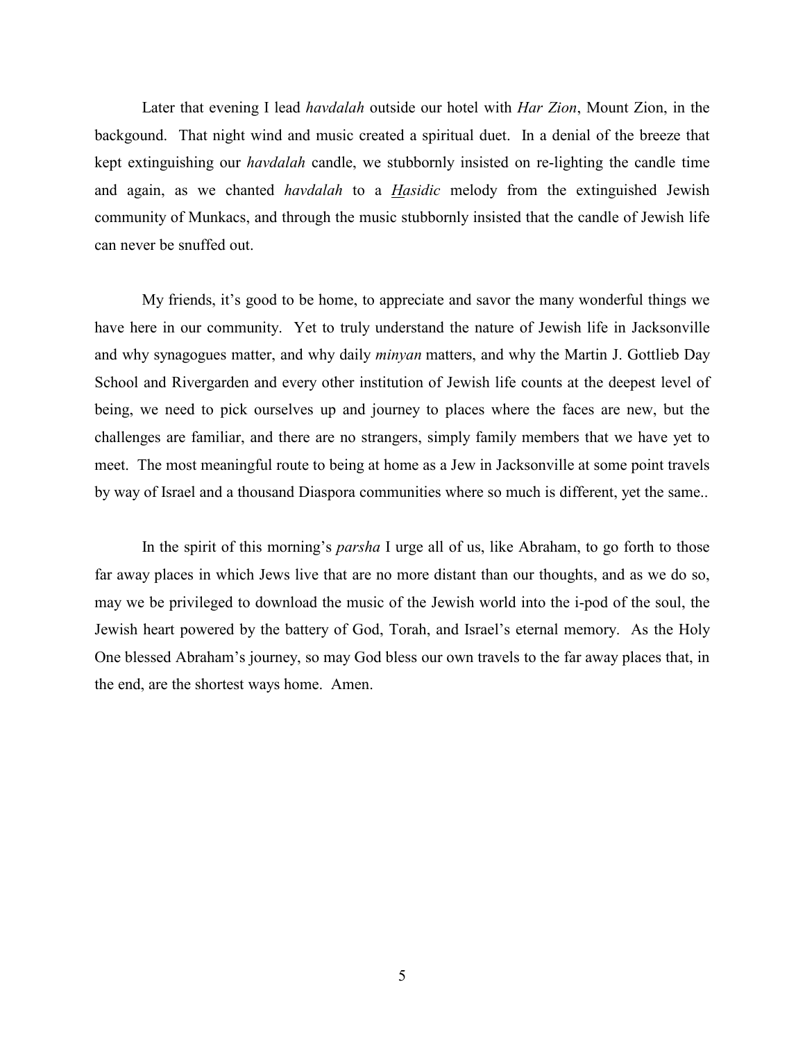Later that evening I lead *havdalah* outside our hotel with *Har Zion*, Mount Zion, in the backgound. That night wind and music created a spiritual duet. In a denial of the breeze that kept extinguishing our *havdalah* candle, we stubbornly insisted on re-lighting the candle time and again, as we chanted *havdalah* to a *Hasidic* melody from the extinguished Jewish community of Munkacs, and through the music stubbornly insisted that the candle of Jewish life can never be snuffed out.

My friends, it's good to be home, to appreciate and savor the many wonderful things we have here in our community. Yet to truly understand the nature of Jewish life in Jacksonville and why synagogues matter, and why daily *minyan* matters, and why the Martin J. Gottlieb Day School and Rivergarden and every other institution of Jewish life counts at the deepest level of being, we need to pick ourselves up and journey to places where the faces are new, but the challenges are familiar, and there are no strangers, simply family members that we have yet to meet. The most meaningful route to being at home as a Jew in Jacksonville at some point travels by way of Israel and a thousand Diaspora communities where so much is different, yet the same..

In the spirit of this morning's *parsha* I urge all of us, like Abraham, to go forth to those far away places in which Jews live that are no more distant than our thoughts, and as we do so, may we be privileged to download the music of the Jewish world into the i-pod of the soul, the Jewish heart powered by the battery of God, Torah, and Israel's eternal memory. As the Holy One blessed Abraham's journey, so may God bless our own travels to the far away places that, in the end, are the shortest ways home. Amen.